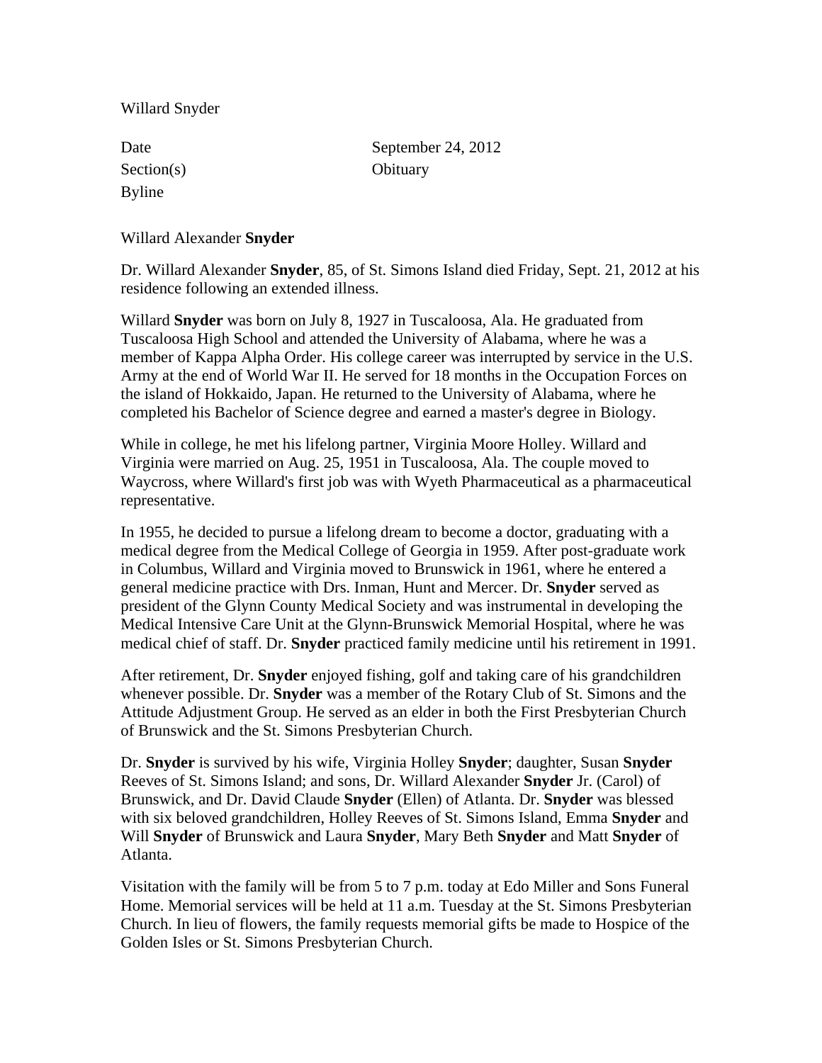Willard Snyder

| | |
|---|---|
| Date | September 24, 2012 |
| Section(s) | Obituary |
| Byline | |

Willard Alexander **Snyder**

Dr. Willard Alexander **Snyder**, 85, of St. Simons Island died Friday, Sept. 21, 2012 at his residence following an extended illness.

Willard **Snyder** was born on July 8, 1927 in Tuscaloosa, Ala. He graduated from Tuscaloosa High School and attended the University of Alabama, where he was a member of Kappa Alpha Order. His college career was interrupted by service in the U.S. Army at the end of World War II. He served for 18 months in the Occupation Forces on the island of Hokkaido, Japan. He returned to the University of Alabama, where he completed his Bachelor of Science degree and earned a master's degree in Biology.

While in college, he met his lifelong partner, Virginia Moore Holley. Willard and Virginia were married on Aug. 25, 1951 in Tuscaloosa, Ala. The couple moved to Waycross, where Willard's first job was with Wyeth Pharmaceutical as a pharmaceutical representative.

In 1955, he decided to pursue a lifelong dream to become a doctor, graduating with a medical degree from the Medical College of Georgia in 1959. After post-graduate work in Columbus, Willard and Virginia moved to Brunswick in 1961, where he entered a general medicine practice with Drs. Inman, Hunt and Mercer. Dr. **Snyder** served as president of the Glynn County Medical Society and was instrumental in developing the Medical Intensive Care Unit at the Glynn-Brunswick Memorial Hospital, where he was medical chief of staff. Dr. **Snyder** practiced family medicine until his retirement in 1991.

After retirement, Dr. **Snyder** enjoyed fishing, golf and taking care of his grandchildren whenever possible. Dr. **Snyder** was a member of the Rotary Club of St. Simons and the Attitude Adjustment Group. He served as an elder in both the First Presbyterian Church of Brunswick and the St. Simons Presbyterian Church.

Dr. **Snyder** is survived by his wife, Virginia Holley **Snyder**; daughter, Susan **Snyder** Reeves of St. Simons Island; and sons, Dr. Willard Alexander **Snyder** Jr. (Carol) of Brunswick, and Dr. David Claude **Snyder** (Ellen) of Atlanta. Dr. **Snyder** was blessed with six beloved grandchildren, Holley Reeves of St. Simons Island, Emma **Snyder** and Will **Snyder** of Brunswick and Laura **Snyder**, Mary Beth **Snyder** and Matt **Snyder** of Atlanta.

Visitation with the family will be from 5 to 7 p.m. today at Edo Miller and Sons Funeral Home. Memorial services will be held at 11 a.m. Tuesday at the St. Simons Presbyterian Church. In lieu of flowers, the family requests memorial gifts be made to Hospice of the Golden Isles or St. Simons Presbyterian Church.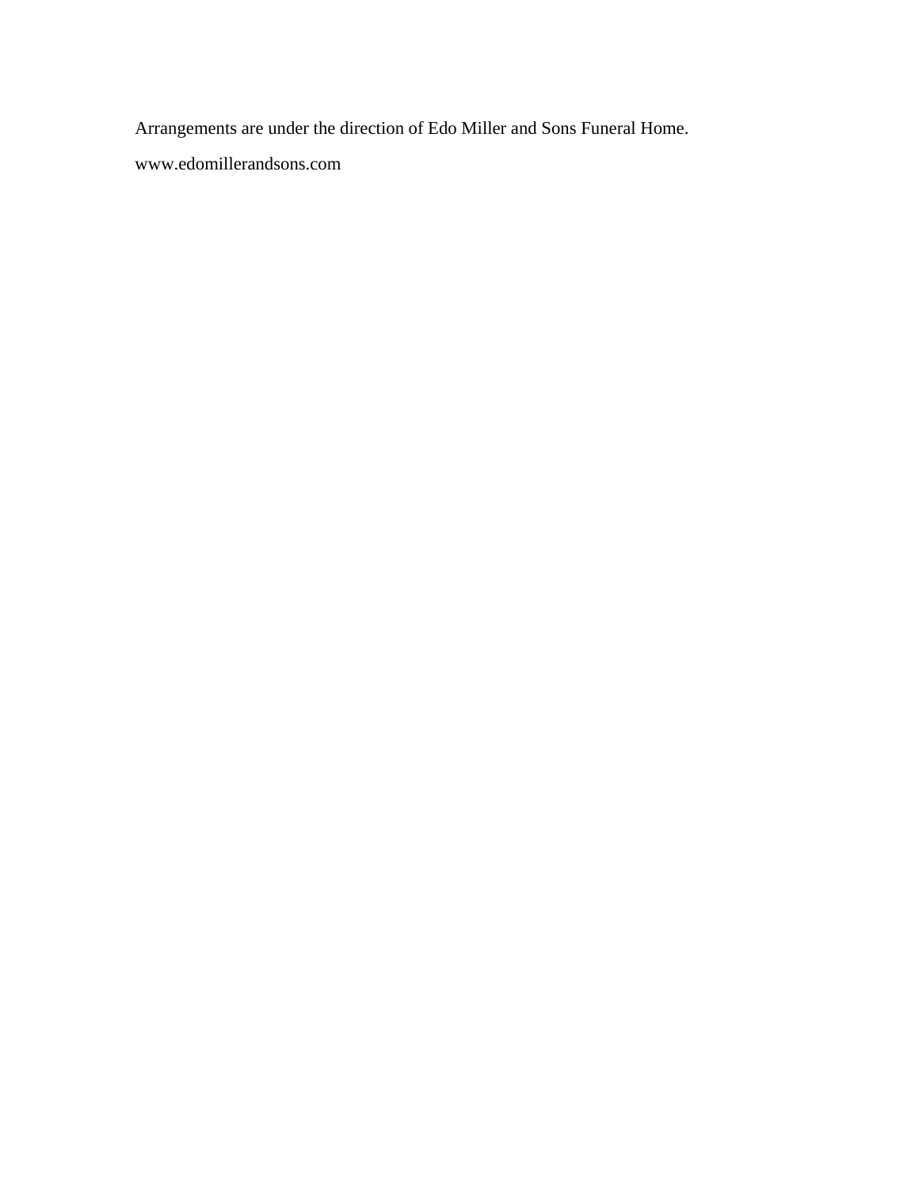Arrangements are under the direction of Edo Miller and Sons Funeral Home.

www.edomillerandsons.com